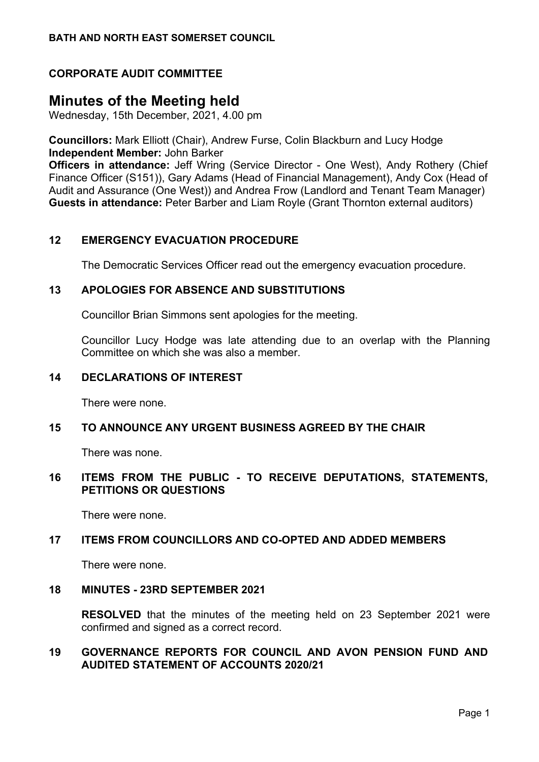**BATH AND NORTH EAST SOMERSET COUNCIL**

**CORPORATE AUDIT COMMITTEE**

# Minutes of the Meeting held

Wednesday, 15th December, 2021, 4.00 pm

**Councillors:** Mark Elliott (Chair), Andrew Furse, Colin Blackburn and Lucy Hodge
**Independent Member:** John Barker
**Officers in attendance:** Jeff Wring (Service Director - One West), Andy Rothery (Chief Finance Officer (S151)), Gary Adams (Head of Financial Management), Andy Cox (Head of Audit and Assurance (One West)) and Andrea Frow (Landlord and Tenant Team Manager)
**Guests in attendance:** Peter Barber and Liam Royle (Grant Thornton external auditors)

## 12 EMERGENCY EVACUATION PROCEDURE

The Democratic Services Officer read out the emergency evacuation procedure.

## 13 APOLOGIES FOR ABSENCE AND SUBSTITUTIONS

Councillor Brian Simmons sent apologies for the meeting.

Councillor Lucy Hodge was late attending due to an overlap with the Planning Committee on which she was also a member.

## 14 DECLARATIONS OF INTEREST

There were none.

## 15 TO ANNOUNCE ANY URGENT BUSINESS AGREED BY THE CHAIR

There was none.

## 16 ITEMS FROM THE PUBLIC - TO RECEIVE DEPUTATIONS, STATEMENTS, PETITIONS OR QUESTIONS

There were none.

## 17 ITEMS FROM COUNCILLORS AND CO-OPTED AND ADDED MEMBERS

There were none.

## 18 MINUTES - 23RD SEPTEMBER 2021

**RESOLVED** that the minutes of the meeting held on 23 September 2021 were confirmed and signed as a correct record.

## 19 GOVERNANCE REPORTS FOR COUNCIL AND AVON PENSION FUND AND AUDITED STATEMENT OF ACCOUNTS 2020/21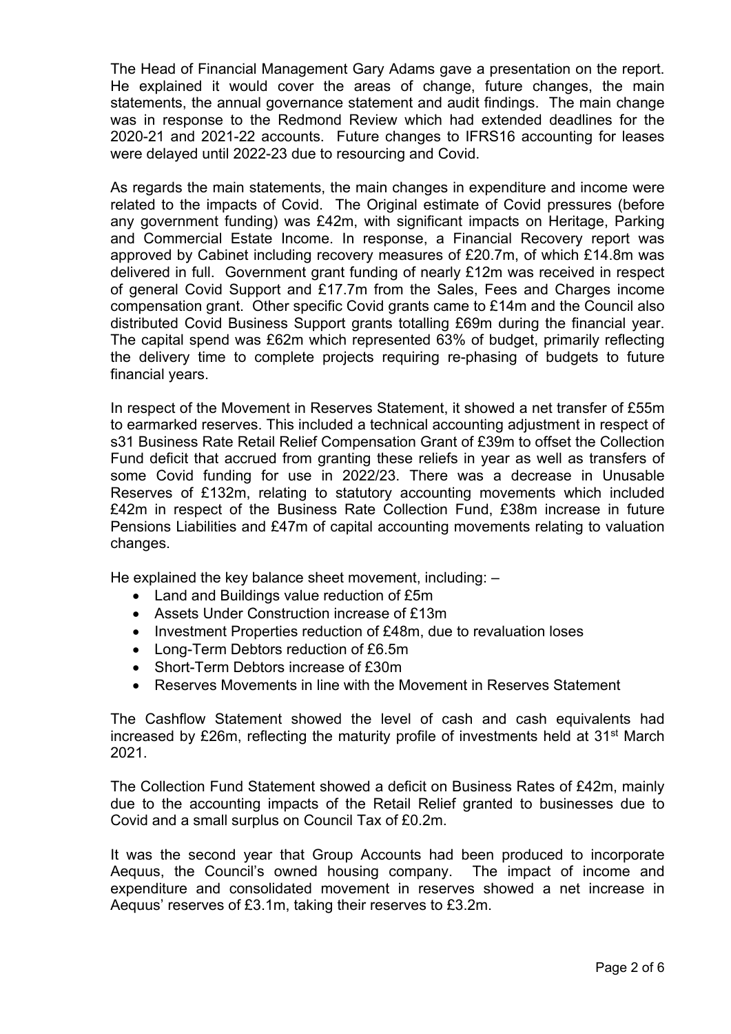The Head of Financial Management Gary Adams gave a presentation on the report. He explained it would cover the areas of change, future changes, the main statements, the annual governance statement and audit findings. The main change was in response to the Redmond Review which had extended deadlines for the 2020-21 and 2021-22 accounts. Future changes to IFRS16 accounting for leases were delayed until 2022-23 due to resourcing and Covid.

As regards the main statements, the main changes in expenditure and income were related to the impacts of Covid. The Original estimate of Covid pressures (before any government funding) was £42m, with significant impacts on Heritage, Parking and Commercial Estate Income. In response, a Financial Recovery report was approved by Cabinet including recovery measures of £20.7m, of which £14.8m was delivered in full. Government grant funding of nearly £12m was received in respect of general Covid Support and £17.7m from the Sales, Fees and Charges income compensation grant. Other specific Covid grants came to £14m and the Council also distributed Covid Business Support grants totalling £69m during the financial year. The capital spend was £62m which represented 63% of budget, primarily reflecting the delivery time to complete projects requiring re-phasing of budgets to future financial years.

In respect of the Movement in Reserves Statement, it showed a net transfer of £55m to earmarked reserves. This included a technical accounting adjustment in respect of s31 Business Rate Retail Relief Compensation Grant of £39m to offset the Collection Fund deficit that accrued from granting these reliefs in year as well as transfers of some Covid funding for use in 2022/23. There was a decrease in Unusable Reserves of £132m, relating to statutory accounting movements which included £42m in respect of the Business Rate Collection Fund, £38m increase in future Pensions Liabilities and £47m of capital accounting movements relating to valuation changes.

He explained the key balance sheet movement, including: –

- Land and Buildings value reduction of £5m
- Assets Under Construction increase of £13m
- Investment Properties reduction of £48m, due to revaluation loses
- Long-Term Debtors reduction of £6.5m
- Short-Term Debtors increase of £30m
- Reserves Movements in line with the Movement in Reserves Statement

The Cashflow Statement showed the level of cash and cash equivalents had increased by £26m, reflecting the maturity profile of investments held at 31st March 2021.

The Collection Fund Statement showed a deficit on Business Rates of £42m, mainly due to the accounting impacts of the Retail Relief granted to businesses due to Covid and a small surplus on Council Tax of £0.2m.

It was the second year that Group Accounts had been produced to incorporate Aequus, the Council's owned housing company. The impact of income and expenditure and consolidated movement in reserves showed a net increase in Aequus' reserves of £3.1m, taking their reserves to £3.2m.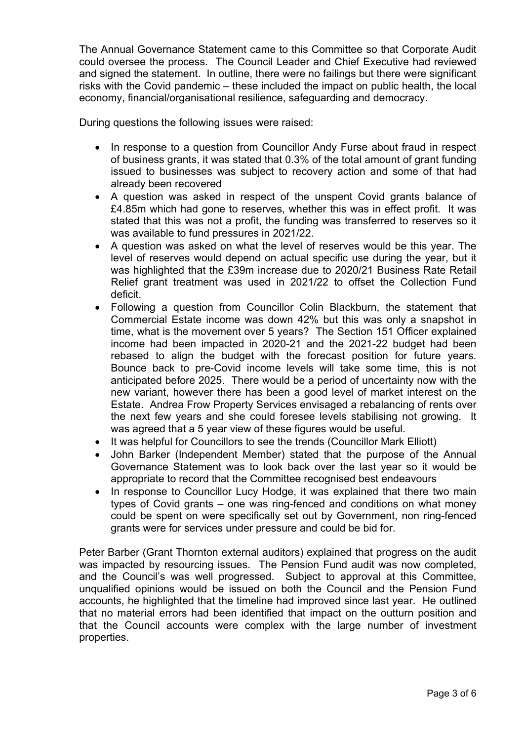The Annual Governance Statement came to this Committee so that Corporate Audit could oversee the process. The Council Leader and Chief Executive had reviewed and signed the statement. In outline, there were no failings but there were significant risks with the Covid pandemic – these included the impact on public health, the local economy, financial/organisational resilience, safeguarding and democracy.

During questions the following issues were raised:

- In response to a question from Councillor Andy Furse about fraud in respect of business grants, it was stated that 0.3% of the total amount of grant funding issued to businesses was subject to recovery action and some of that had already been recovered
- A question was asked in respect of the unspent Covid grants balance of £4.85m which had gone to reserves, whether this was in effect profit. It was stated that this was not a profit, the funding was transferred to reserves so it was available to fund pressures in 2021/22.
- A question was asked on what the level of reserves would be this year. The level of reserves would depend on actual specific use during the year, but it was highlighted that the £39m increase due to 2020/21 Business Rate Retail Relief grant treatment was used in 2021/22 to offset the Collection Fund deficit.
- Following a question from Councillor Colin Blackburn, the statement that Commercial Estate income was down 42% but this was only a snapshot in time, what is the movement over 5 years? The Section 151 Officer explained income had been impacted in 2020-21 and the 2021-22 budget had been rebased to align the budget with the forecast position for future years. Bounce back to pre-Covid income levels will take some time, this is not anticipated before 2025. There would be a period of uncertainty now with the new variant, however there has been a good level of market interest on the Estate. Andrea Frow Property Services envisaged a rebalancing of rents over the next few years and she could foresee levels stabilising not growing. It was agreed that a 5 year view of these figures would be useful.
- It was helpful for Councillors to see the trends (Councillor Mark Elliott)
- John Barker (Independent Member) stated that the purpose of the Annual Governance Statement was to look back over the last year so it would be appropriate to record that the Committee recognised best endeavours
- In response to Councillor Lucy Hodge, it was explained that there two main types of Covid grants – one was ring-fenced and conditions on what money could be spent on were specifically set out by Government, non ring-fenced grants were for services under pressure and could be bid for.

Peter Barber (Grant Thornton external auditors) explained that progress on the audit was impacted by resourcing issues. The Pension Fund audit was now completed, and the Council's was well progressed. Subject to approval at this Committee, unqualified opinions would be issued on both the Council and the Pension Fund accounts, he highlighted that the timeline had improved since last year. He outlined that no material errors had been identified that impact on the outturn position and that the Council accounts were complex with the large number of investment properties.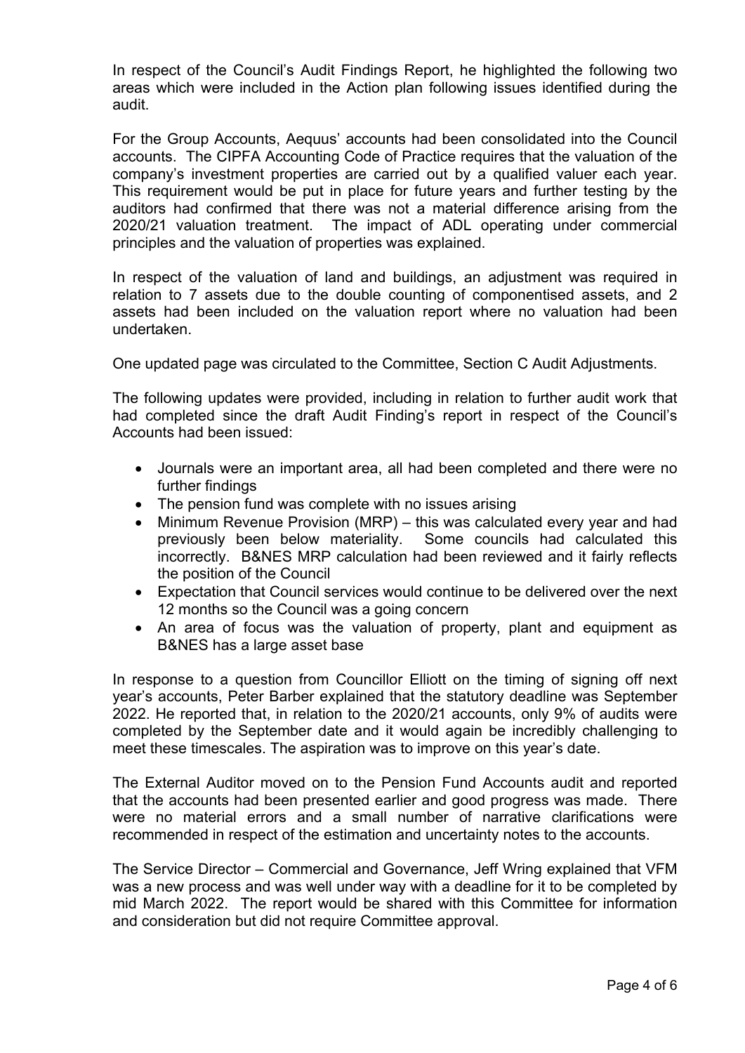In respect of the Council's Audit Findings Report, he highlighted the following two areas which were included in the Action plan following issues identified during the audit.

For the Group Accounts, Aequus' accounts had been consolidated into the Council accounts. The CIPFA Accounting Code of Practice requires that the valuation of the company's investment properties are carried out by a qualified valuer each year. This requirement would be put in place for future years and further testing by the auditors had confirmed that there was not a material difference arising from the 2020/21 valuation treatment. The impact of ADL operating under commercial principles and the valuation of properties was explained.

In respect of the valuation of land and buildings, an adjustment was required in relation to 7 assets due to the double counting of componentised assets, and 2 assets had been included on the valuation report where no valuation had been undertaken.

One updated page was circulated to the Committee, Section C Audit Adjustments.

The following updates were provided, including in relation to further audit work that had completed since the draft Audit Finding's report in respect of the Council's Accounts had been issued:

- Journals were an important area, all had been completed and there were no further findings
- The pension fund was complete with no issues arising
- Minimum Revenue Provision (MRP) – this was calculated every year and had previously been below materiality. Some councils had calculated this incorrectly. B&NES MRP calculation had been reviewed and it fairly reflects the position of the Council
- Expectation that Council services would continue to be delivered over the next 12 months so the Council was a going concern
- An area of focus was the valuation of property, plant and equipment as B&NES has a large asset base

In response to a question from Councillor Elliott on the timing of signing off next year's accounts, Peter Barber explained that the statutory deadline was September 2022. He reported that, in relation to the 2020/21 accounts, only 9% of audits were completed by the September date and it would again be incredibly challenging to meet these timescales. The aspiration was to improve on this year's date.

The External Auditor moved on to the Pension Fund Accounts audit and reported that the accounts had been presented earlier and good progress was made. There were no material errors and a small number of narrative clarifications were recommended in respect of the estimation and uncertainty notes to the accounts.

The Service Director – Commercial and Governance, Jeff Wring explained that VFM was a new process and was well under way with a deadline for it to be completed by mid March 2022. The report would be shared with this Committee for information and consideration but did not require Committee approval.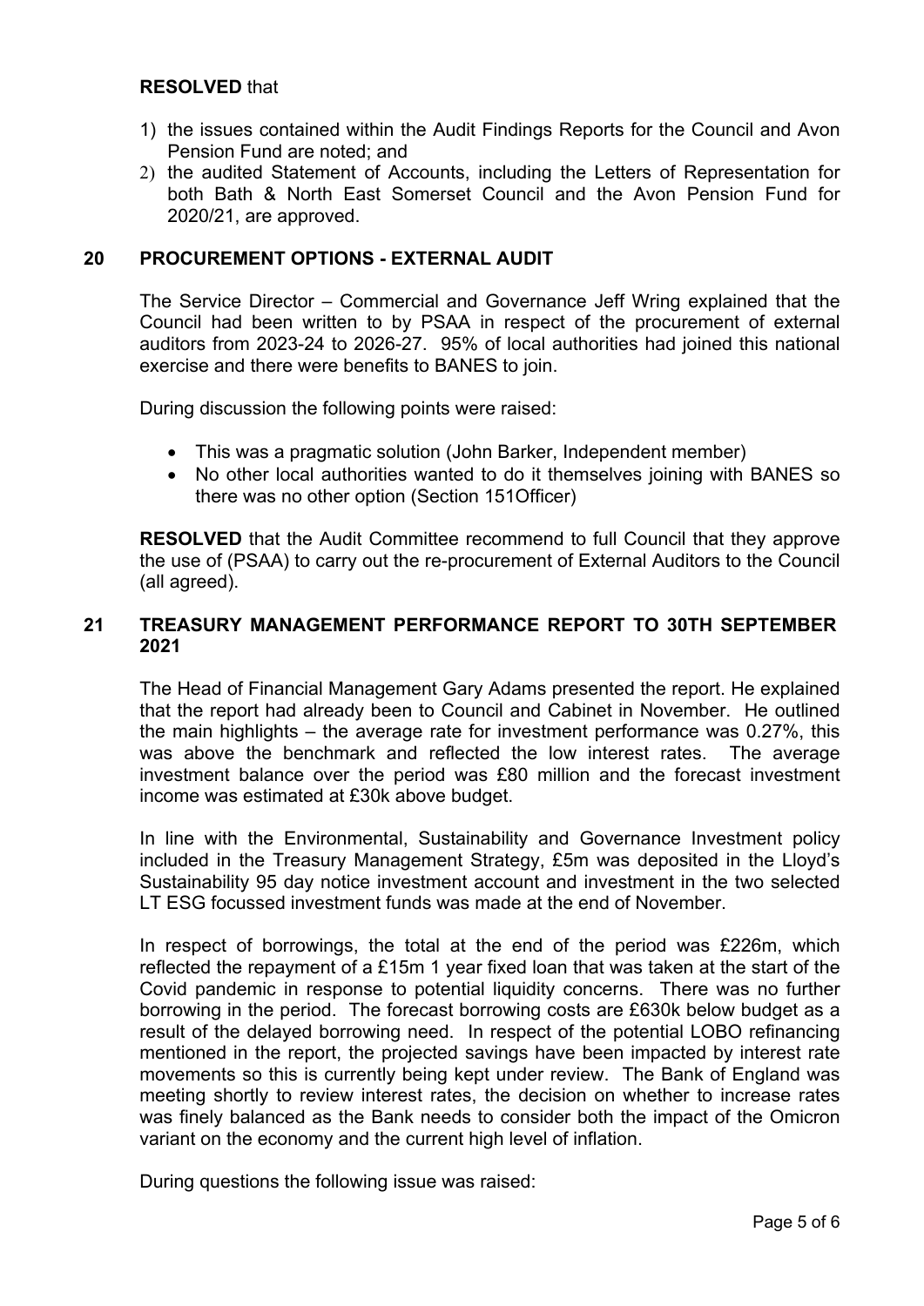**RESOLVED** that

1) the issues contained within the Audit Findings Reports for the Council and Avon Pension Fund are noted; and
2) the audited Statement of Accounts, including the Letters of Representation for both Bath & North East Somerset Council and the Avon Pension Fund for 2020/21, are approved.

## 20 PROCUREMENT OPTIONS - EXTERNAL AUDIT

The Service Director – Commercial and Governance Jeff Wring explained that the Council had been written to by PSAA in respect of the procurement of external auditors from 2023-24 to 2026-27. 95% of local authorities had joined this national exercise and there were benefits to BANES to join.

During discussion the following points were raised:

- This was a pragmatic solution (John Barker, Independent member)
- No other local authorities wanted to do it themselves joining with BANES so there was no other option (Section 151Officer)

**RESOLVED** that the Audit Committee recommend to full Council that they approve the use of (PSAA) to carry out the re-procurement of External Auditors to the Council (all agreed).

## 21 TREASURY MANAGEMENT PERFORMANCE REPORT TO 30TH SEPTEMBER 2021

The Head of Financial Management Gary Adams presented the report. He explained that the report had already been to Council and Cabinet in November. He outlined the main highlights – the average rate for investment performance was 0.27%, this was above the benchmark and reflected the low interest rates. The average investment balance over the period was £80 million and the forecast investment income was estimated at £30k above budget.

In line with the Environmental, Sustainability and Governance Investment policy included in the Treasury Management Strategy, £5m was deposited in the Lloyd's Sustainability 95 day notice investment account and investment in the two selected LT ESG focussed investment funds was made at the end of November.

In respect of borrowings, the total at the end of the period was £226m, which reflected the repayment of a £15m 1 year fixed loan that was taken at the start of the Covid pandemic in response to potential liquidity concerns. There was no further borrowing in the period. The forecast borrowing costs are £630k below budget as a result of the delayed borrowing need. In respect of the potential LOBO refinancing mentioned in the report, the projected savings have been impacted by interest rate movements so this is currently being kept under review. The Bank of England was meeting shortly to review interest rates, the decision on whether to increase rates was finely balanced as the Bank needs to consider both the impact of the Omicron variant on the economy and the current high level of inflation.

During questions the following issue was raised: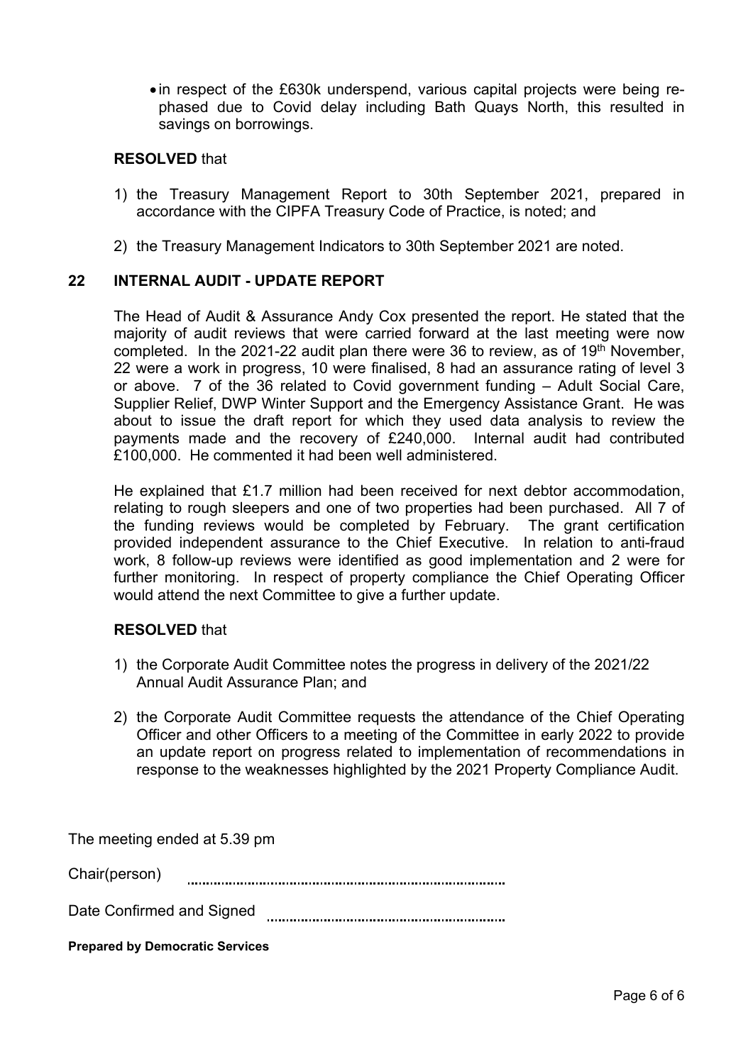- in respect of the £630k underspend, various capital projects were being re-phased due to Covid delay including Bath Quays North, this resulted in savings on borrowings.

**RESOLVED** that

1) the Treasury Management Report to 30th September 2021, prepared in accordance with the CIPFA Treasury Code of Practice, is noted; and

2) the Treasury Management Indicators to 30th September 2021 are noted.

## 22 INTERNAL AUDIT - UPDATE REPORT

The Head of Audit & Assurance Andy Cox presented the report. He stated that the majority of audit reviews that were carried forward at the last meeting were now completed. In the 2021-22 audit plan there were 36 to review, as of 19th November, 22 were a work in progress, 10 were finalised, 8 had an assurance rating of level 3 or above. 7 of the 36 related to Covid government funding – Adult Social Care, Supplier Relief, DWP Winter Support and the Emergency Assistance Grant. He was about to issue the draft report for which they used data analysis to review the payments made and the recovery of £240,000. Internal audit had contributed £100,000. He commented it had been well administered.

He explained that £1.7 million had been received for next debtor accommodation, relating to rough sleepers and one of two properties had been purchased. All 7 of the funding reviews would be completed by February. The grant certification provided independent assurance to the Chief Executive. In relation to anti-fraud work, 8 follow-up reviews were identified as good implementation and 2 were for further monitoring. In respect of property compliance the Chief Operating Officer would attend the next Committee to give a further update.

**RESOLVED** that

1) the Corporate Audit Committee notes the progress in delivery of the 2021/22 Annual Audit Assurance Plan; and

2) the Corporate Audit Committee requests the attendance of the Chief Operating Officer and other Officers to a meeting of the Committee in early 2022 to provide an update report on progress related to implementation of recommendations in response to the weaknesses highlighted by the 2021 Property Compliance Audit.

The meeting ended at 5.39 pm

Chair(person) ..........................................................................

Date Confirmed and Signed ..........................................................

**Prepared by Democratic Services**